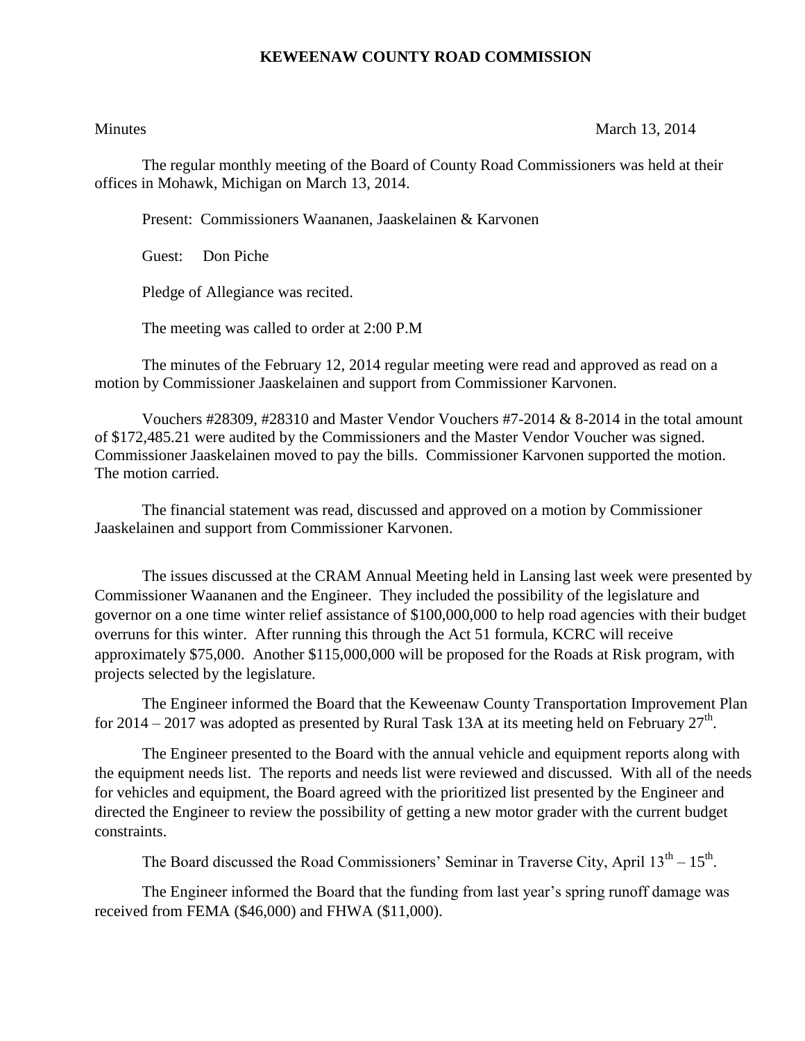# KEWEENAW COUNTY ROAD COMMISSION

Minutes March 13, 2014

The regular monthly meeting of the Board of County Road Commissioners was held at their offices in Mohawk, Michigan on March 13, 2014.

Present: Commissioners Waananen, Jaaskelainen & Karvonen

Guest: Don Piche

Pledge of Allegiance was recited.

The meeting was called to order at 2:00 P.M

The minutes of the February 12, 2014 regular meeting were read and approved as read on a motion by Commissioner Jaaskelainen and support from Commissioner Karvonen.

Vouchers #28309, #28310 and Master Vendor Vouchers #7-2014 & 8-2014 in the total amount of $172,485.21 were audited by the Commissioners and the Master Vendor Voucher was signed. Commissioner Jaaskelainen moved to pay the bills. Commissioner Karvonen supported the motion. The motion carried.

The financial statement was read, discussed and approved on a motion by Commissioner Jaaskelainen and support from Commissioner Karvonen.

The issues discussed at the CRAM Annual Meeting held in Lansing last week were presented by Commissioner Waananen and the Engineer. They included the possibility of the legislature and governor on a one time winter relief assistance of $100,000,000 to help road agencies with their budget overruns for this winter. After running this through the Act 51 formula, KCRC will receive approximately $75,000. Another $115,000,000 will be proposed for the Roads at Risk program, with projects selected by the legislature.

The Engineer informed the Board that the Keweenaw County Transportation Improvement Plan for 2014 – 2017 was adopted as presented by Rural Task 13A at its meeting held on February 27th.

The Engineer presented to the Board with the annual vehicle and equipment reports along with the equipment needs list. The reports and needs list were reviewed and discussed. With all of the needs for vehicles and equipment, the Board agreed with the prioritized list presented by the Engineer and directed the Engineer to review the possibility of getting a new motor grader with the current budget constraints.

The Board discussed the Road Commissioners' Seminar in Traverse City, April 13th – 15th.

The Engineer informed the Board that the funding from last year's spring runoff damage was received from FEMA ($46,000) and FHWA ($11,000).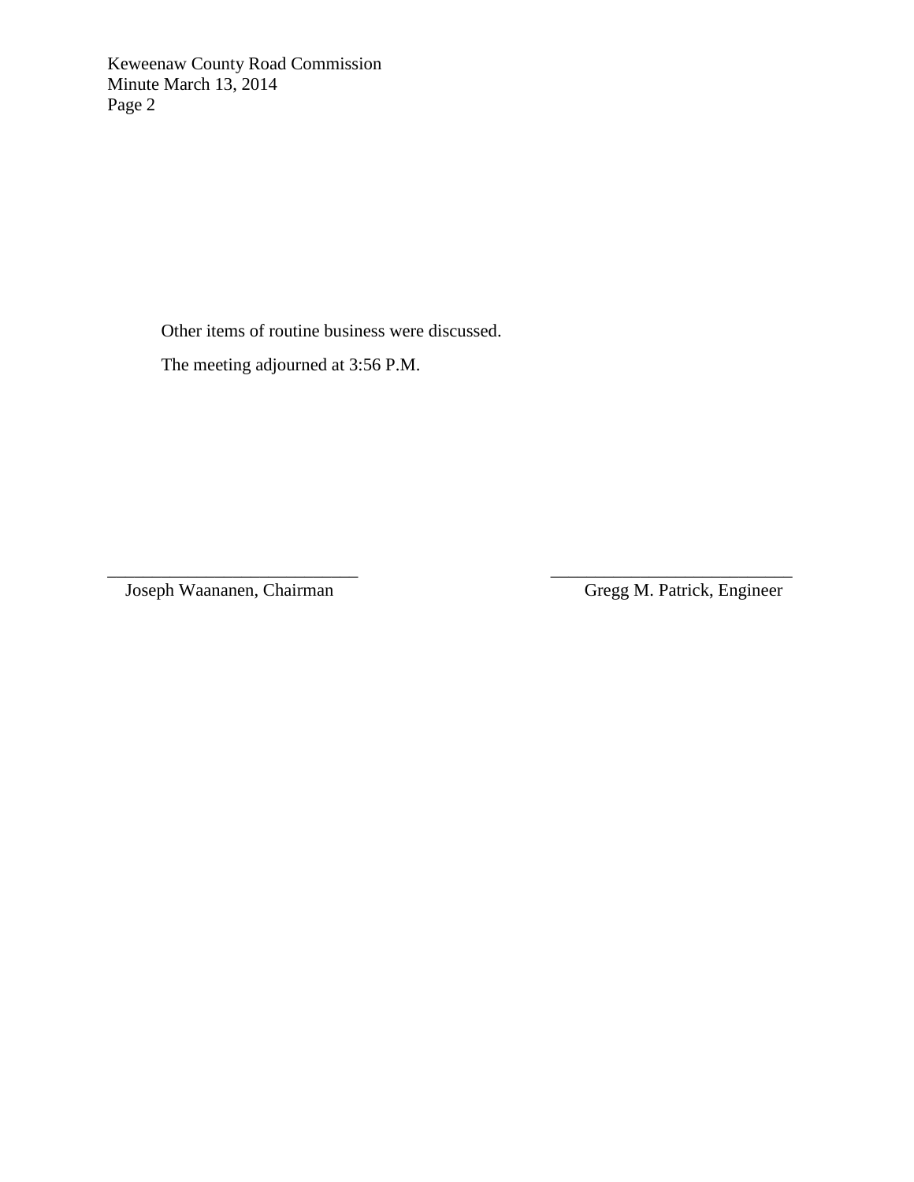Other items of routine business were discussed.

The meeting adjourned at 3:56 P.M.

\_\_\_\_\_\_\_\_\_\_\_\_\_\_\_\_\_\_\_\_\_\_\_\_\_\_\_\_
Joseph Waananen, Chairman

\_\_\_\_\_\_\_\_\_\_\_\_\_\_\_\_\_\_\_\_\_\_\_\_\_\_\_\_
Gregg M. Patrick, Engineer